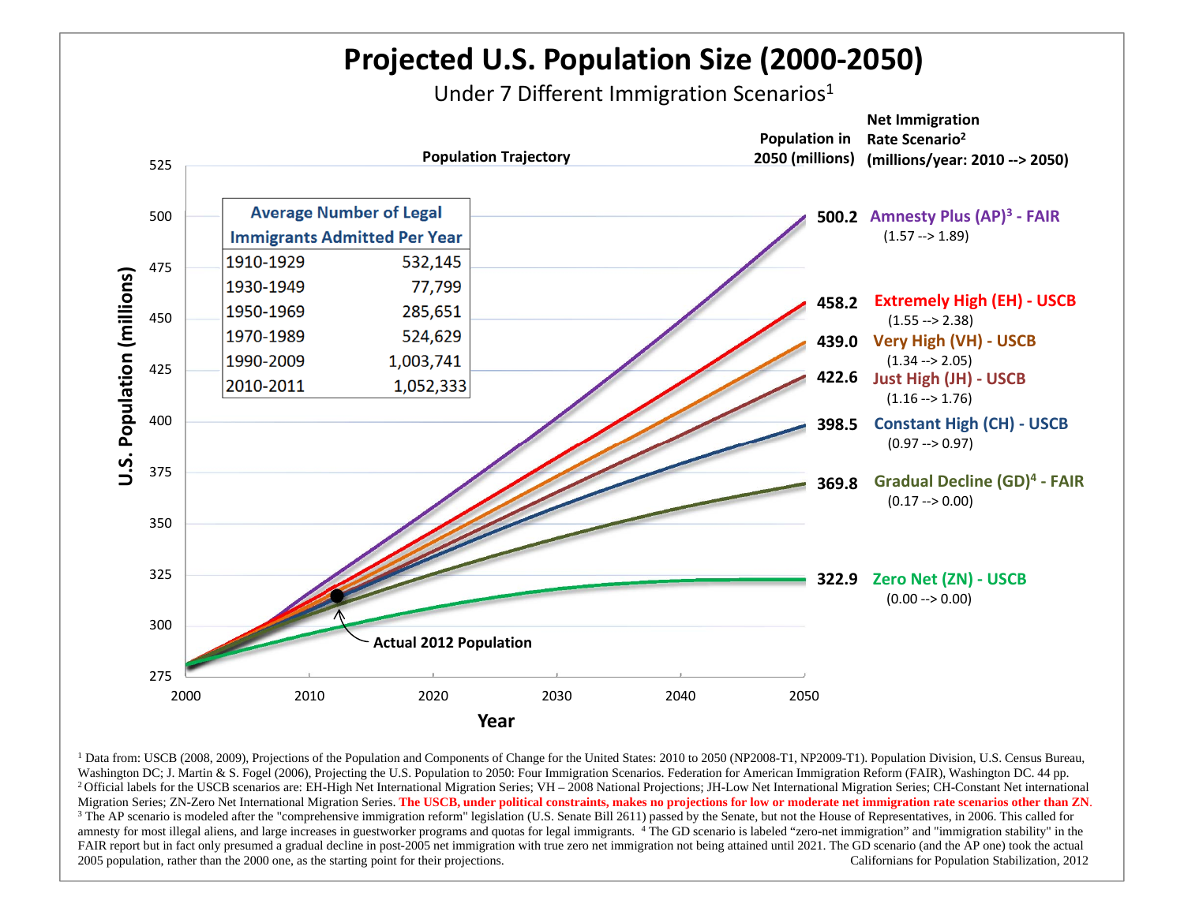# Projected U.S. Population Size (2000-2050)

Under 7 Different Immigration Scenarios[1]

**Population Trajectory**

| Average Number of Legal Immigrants Admitted Per Year | |
|---|---|
| 1910-1929 | 532,145 |
| 1930-1949 | 77,799 |
| 1950-1969 | 285,651 |
| 1970-1989 | 524,629 |
| 1990-2009 | 1,003,741 |
| 2010-2011 | 1,052,333 |

**Actual 2012 Population**

| Population in 2050 (millions) | Net Immigration Rate Scenario[2] (millions/year: 2010 --> 2050) |
|---|---|
| 500.2 | Amnesty Plus (AP)[3] - FAIR (1.57 --> 1.89) |
| 458.2 | Extremely High (EH) - USCB (1.55 --> 2.38) |
| 439.0 | Very High (VH) - USCB (1.34 --> 2.05) |
| 422.6 | Just High (JH) - USCB (1.16 --> 1.76) |
| 398.5 | Constant High (CH) - USCB (0.97 --> 0.97) |
| 369.8 | Gradual Decline (GD)[4] - FAIR (0.17 --> 0.00) |
| 322.9 | Zero Net (ZN) - USCB (0.00 --> 0.00) |

U.S. Population (millions) vs. Year (2000–2050)

[1] Data from: USCB (2008, 2009), Projections of the Population and Components of Change for the United States: 2010 to 2050 (NP2008-T1, NP2009-T1). Population Division, U.S. Census Bureau, Washington DC; J. Martin & S. Fogel (2006), Projecting the U.S. Population to 2050: Four Immigration Scenarios. Federation for American Immigration Reform (FAIR), Washington DC. 44 pp.

[2] Official labels for the USCB scenarios are: EH-High Net International Migration Series; VH – 2008 National Projections; JH-Low Net International Migration Series; CH-Constant Net international Migration Series; ZN-Zero Net International Migration Series. **The USCB, under political constraints, makes no projections for low or moderate net immigration rate scenarios other than ZN.**

[3] The AP scenario is modeled after the "comprehensive immigration reform" legislation (U.S. Senate Bill 2611) passed by the Senate, but not the House of Representatives, in 2006. This called for amnesty for most illegal aliens, and large increases in guestworker programs and quotas for legal immigrants. [4] The GD scenario is labeled "zero-net immigration" and "immigration stability" in the FAIR report but in fact only presumed a gradual decline in post-2005 net immigration with true zero net immigration not being attained until 2021. The GD scenario (and the AP one) took the actual 2005 population, rather than the 2000 one, as the starting point for their projections.

Californians for Population Stabilization, 2012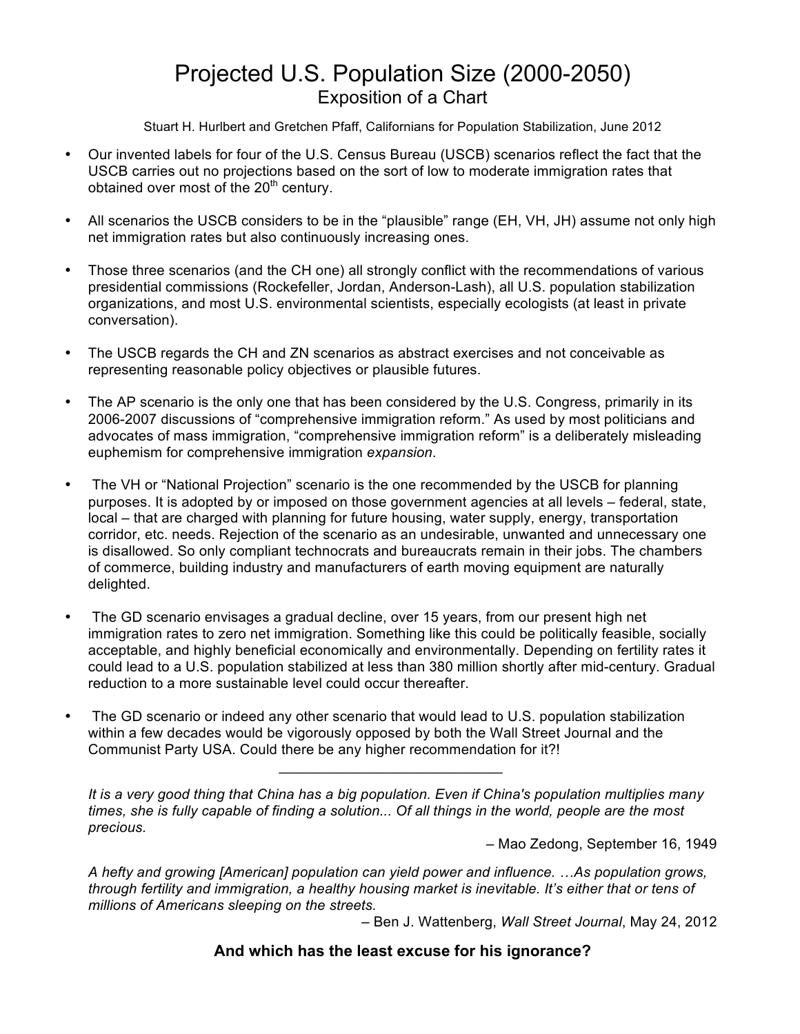# Projected U.S. Population Size (2000-2050)

## Exposition of a Chart

Stuart H. Hurlbert and Gretchen Pfaff, Californians for Population Stabilization, June 2012

- Our invented labels for four of the U.S. Census Bureau (USCB) scenarios reflect the fact that the USCB carries out no projections based on the sort of low to moderate immigration rates that obtained over most of the 20th century.

- All scenarios the USCB considers to be in the "plausible" range (EH, VH, JH) assume not only high net immigration rates but also continuously increasing ones.

- Those three scenarios (and the CH one) all strongly conflict with the recommendations of various presidential commissions (Rockefeller, Jordan, Anderson-Lash), all U.S. population stabilization organizations, and most U.S. environmental scientists, especially ecologists (at least in private conversation).

- The USCB regards the CH and ZN scenarios as abstract exercises and not conceivable as representing reasonable policy objectives or plausible futures.

- The AP scenario is the only one that has been considered by the U.S. Congress, primarily in its 2006-2007 discussions of "comprehensive immigration reform." As used by most politicians and advocates of mass immigration, "comprehensive immigration reform" is a deliberately misleading euphemism for comprehensive immigration *expansion*.

- The VH or "National Projection" scenario is the one recommended by the USCB for planning purposes. It is adopted by or imposed on those government agencies at all levels – federal, state, local – that are charged with planning for future housing, water supply, energy, transportation corridor, etc. needs. Rejection of the scenario as an undesirable, unwanted and unnecessary one is disallowed. So only compliant technocrats and bureaucrats remain in their jobs. The chambers of commerce, building industry and manufacturers of earth moving equipment are naturally delighted.

- The GD scenario envisages a gradual decline, over 15 years, from our present high net immigration rates to zero net immigration. Something like this could be politically feasible, socially acceptable, and highly beneficial economically and environmentally. Depending on fertility rates it could lead to a U.S. population stabilized at less than 380 million shortly after mid-century. Gradual reduction to a more sustainable level could occur thereafter.

- The GD scenario or indeed any other scenario that would lead to U.S. population stabilization within a few decades would be vigorously opposed by both the Wall Street Journal and the Communist Party USA. Could there be any higher recommendation for it?!

---

*It is a very good thing that China has a big population. Even if China's population multiplies many times, she is fully capable of finding a solution... Of all things in the world, people are the most precious.*

– Mao Zedong, September 16, 1949

*A hefty and growing [American] population can yield power and influence. …As population grows, through fertility and immigration, a healthy housing market is inevitable. It's either that or tens of millions of Americans sleeping on the streets.*

– Ben J. Wattenberg, *Wall Street Journal*, May 24, 2012

**And which has the least excuse for his ignorance?**